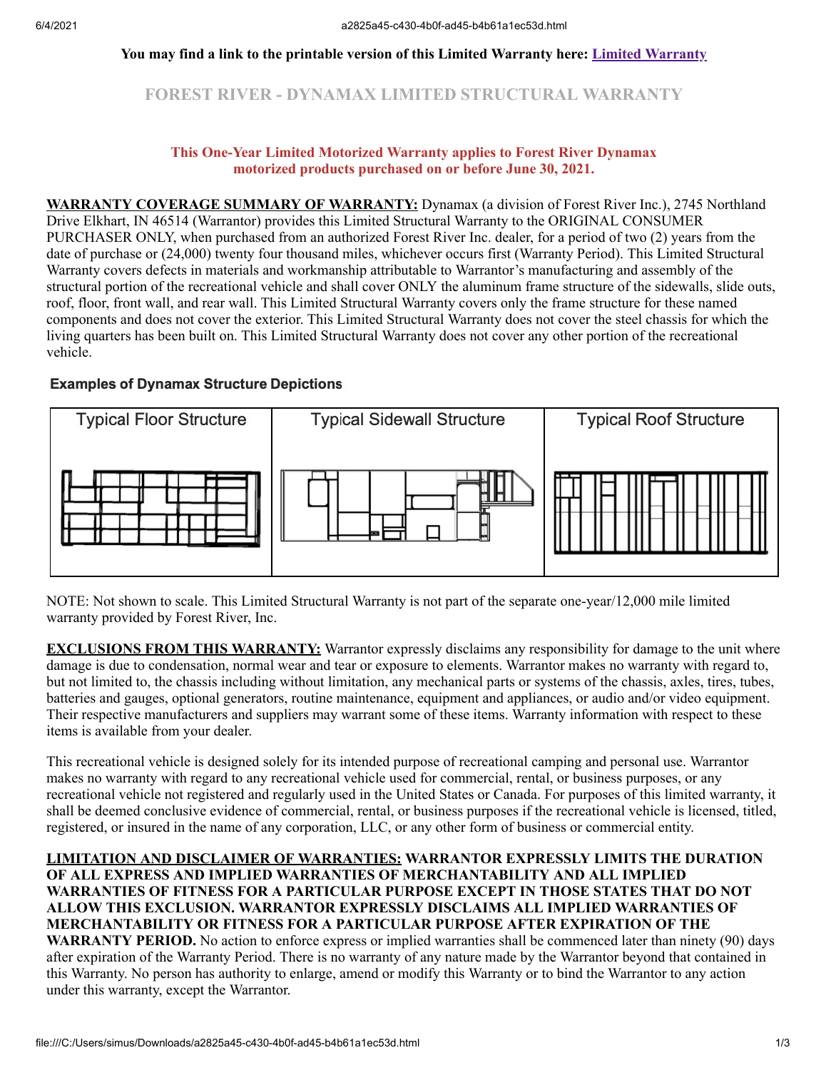**You may find a link to the printable version of this Limited Warranty here: [Limited Warranty]**

# FOREST RIVER - DYNAMAX LIMITED STRUCTURAL WARRANTY

**This One-Year Limited Motorized Warranty applies to Forest River Dynamax motorized products purchased on or before June 30, 2021.**

**WARRANTY COVERAGE SUMMARY OF WARRANTY:** Dynamax (a division of Forest River Inc.), 2745 Northland Drive Elkhart, IN 46514 (Warrantor) provides this Limited Structural Warranty to the ORIGINAL CONSUMER PURCHASER ONLY, when purchased from an authorized Forest River Inc. dealer, for a period of two (2) years from the date of purchase or (24,000) twenty four thousand miles, whichever occurs first (Warranty Period). This Limited Structural Warranty covers defects in materials and workmanship attributable to Warrantor's manufacturing and assembly of the structural portion of the recreational vehicle and shall cover ONLY the aluminum frame structure of the sidewalls, slide outs, roof, floor, front wall, and rear wall. This Limited Structural Warranty covers only the frame structure for these named components and does not cover the exterior. This Limited Structural Warranty does not cover the steel chassis for which the living quarters has been built on. This Limited Structural Warranty does not cover any other portion of the recreational vehicle.

**Examples of Dynamax Structure Depictions**

| Typical Floor Structure | Typical Sidewall Structure | Typical Roof Structure |
| --- | --- | --- |
| | | |

NOTE: Not shown to scale. This Limited Structural Warranty is not part of the separate one-year/12,000 mile limited warranty provided by Forest River, Inc.

**EXCLUSIONS FROM THIS WARRANTY:** Warrantor expressly disclaims any responsibility for damage to the unit where damage is due to condensation, normal wear and tear or exposure to elements. Warrantor makes no warranty with regard to, but not limited to, the chassis including without limitation, any mechanical parts or systems of the chassis, axles, tires, tubes, batteries and gauges, optional generators, routine maintenance, equipment and appliances, or audio and/or video equipment. Their respective manufacturers and suppliers may warrant some of these items. Warranty information with respect to these items is available from your dealer.

This recreational vehicle is designed solely for its intended purpose of recreational camping and personal use. Warrantor makes no warranty with regard to any recreational vehicle used for commercial, rental, or business purposes, or any recreational vehicle not registered and regularly used in the United States or Canada. For purposes of this limited warranty, it shall be deemed conclusive evidence of commercial, rental, or business purposes if the recreational vehicle is licensed, titled, registered, or insured in the name of any corporation, LLC, or any other form of business or commercial entity.

**LIMITATION AND DISCLAIMER OF WARRANTIES: WARRANTOR EXPRESSLY LIMITS THE DURATION OF ALL EXPRESS AND IMPLIED WARRANTIES OF MERCHANTABILITY AND ALL IMPLIED WARRANTIES OF FITNESS FOR A PARTICULAR PURPOSE EXCEPT IN THOSE STATES THAT DO NOT ALLOW THIS EXCLUSION. WARRANTOR EXPRESSLY DISCLAIMS ALL IMPLIED WARRANTIES OF MERCHANTABILITY OR FITNESS FOR A PARTICULAR PURPOSE AFTER EXPIRATION OF THE WARRANTY PERIOD.** No action to enforce express or implied warranties shall be commenced later than ninety (90) days after expiration of the Warranty Period. There is no warranty of any nature made by the Warrantor beyond that contained in this Warranty. No person has authority to enlarge, amend or modify this Warranty or to bind the Warrantor to any action under this warranty, except the Warrantor.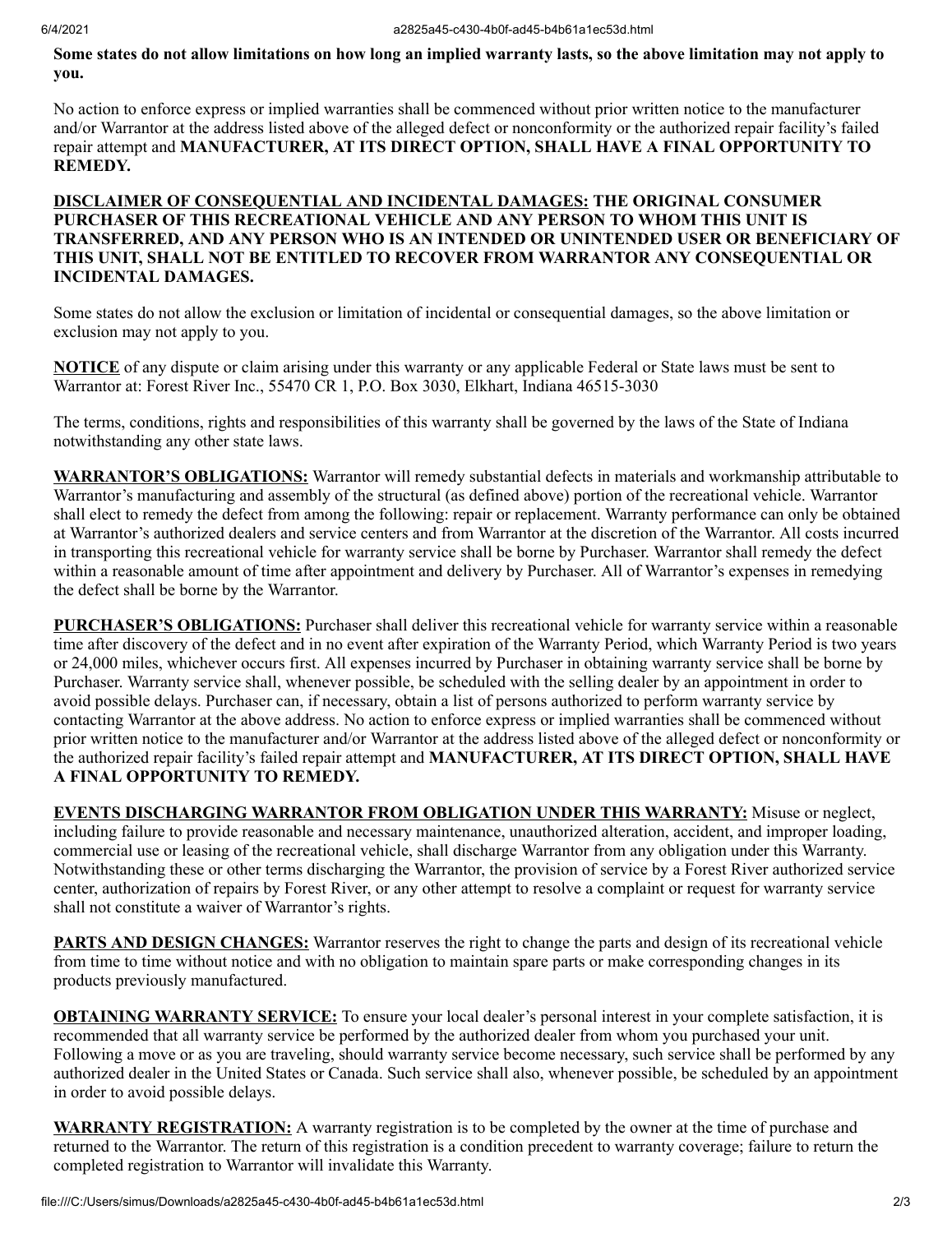**Some states do not allow limitations on how long an implied warranty lasts, so the above limitation may not apply to you.**

No action to enforce express or implied warranties shall be commenced without prior written notice to the manufacturer and/or Warrantor at the address listed above of the alleged defect or nonconformity or the authorized repair facility's failed repair attempt and **MANUFACTURER, AT ITS DIRECT OPTION, SHALL HAVE A FINAL OPPORTUNITY TO REMEDY.**

**DISCLAIMER OF CONSEQUENTIAL AND INCIDENTAL DAMAGES: THE ORIGINAL CONSUMER PURCHASER OF THIS RECREATIONAL VEHICLE AND ANY PERSON TO WHOM THIS UNIT IS TRANSFERRED, AND ANY PERSON WHO IS AN INTENDED OR UNINTENDED USER OR BENEFICIARY OF THIS UNIT, SHALL NOT BE ENTITLED TO RECOVER FROM WARRANTOR ANY CONSEQUENTIAL OR INCIDENTAL DAMAGES.**

Some states do not allow the exclusion or limitation of incidental or consequential damages, so the above limitation or exclusion may not apply to you.

**NOTICE** of any dispute or claim arising under this warranty or any applicable Federal or State laws must be sent to Warrantor at: Forest River Inc., 55470 CR 1, P.O. Box 3030, Elkhart, Indiana 46515-3030

The terms, conditions, rights and responsibilities of this warranty shall be governed by the laws of the State of Indiana notwithstanding any other state laws.

**WARRANTOR'S OBLIGATIONS:** Warrantor will remedy substantial defects in materials and workmanship attributable to Warrantor's manufacturing and assembly of the structural (as defined above) portion of the recreational vehicle. Warrantor shall elect to remedy the defect from among the following: repair or replacement. Warranty performance can only be obtained at Warrantor's authorized dealers and service centers and from Warrantor at the discretion of the Warrantor. All costs incurred in transporting this recreational vehicle for warranty service shall be borne by Purchaser. Warrantor shall remedy the defect within a reasonable amount of time after appointment and delivery by Purchaser. All of Warrantor's expenses in remedying the defect shall be borne by the Warrantor.

**PURCHASER'S OBLIGATIONS:** Purchaser shall deliver this recreational vehicle for warranty service within a reasonable time after discovery of the defect and in no event after expiration of the Warranty Period, which Warranty Period is two years or 24,000 miles, whichever occurs first. All expenses incurred by Purchaser in obtaining warranty service shall be borne by Purchaser. Warranty service shall, whenever possible, be scheduled with the selling dealer by an appointment in order to avoid possible delays. Purchaser can, if necessary, obtain a list of persons authorized to perform warranty service by contacting Warrantor at the above address. No action to enforce express or implied warranties shall be commenced without prior written notice to the manufacturer and/or Warrantor at the address listed above of the alleged defect or nonconformity or the authorized repair facility's failed repair attempt and **MANUFACTURER, AT ITS DIRECT OPTION, SHALL HAVE A FINAL OPPORTUNITY TO REMEDY.**

**EVENTS DISCHARGING WARRANTOR FROM OBLIGATION UNDER THIS WARRANTY:** Misuse or neglect, including failure to provide reasonable and necessary maintenance, unauthorized alteration, accident, and improper loading, commercial use or leasing of the recreational vehicle, shall discharge Warrantor from any obligation under this Warranty. Notwithstanding these or other terms discharging the Warrantor, the provision of service by a Forest River authorized service center, authorization of repairs by Forest River, or any other attempt to resolve a complaint or request for warranty service shall not constitute a waiver of Warrantor's rights.

**PARTS AND DESIGN CHANGES:** Warrantor reserves the right to change the parts and design of its recreational vehicle from time to time without notice and with no obligation to maintain spare parts or make corresponding changes in its products previously manufactured.

**OBTAINING WARRANTY SERVICE:** To ensure your local dealer's personal interest in your complete satisfaction, it is recommended that all warranty service be performed by the authorized dealer from whom you purchased your unit. Following a move or as you are traveling, should warranty service become necessary, such service shall be performed by any authorized dealer in the United States or Canada. Such service shall also, whenever possible, be scheduled by an appointment in order to avoid possible delays.

**WARRANTY REGISTRATION:** A warranty registration is to be completed by the owner at the time of purchase and returned to the Warrantor. The return of this registration is a condition precedent to warranty coverage; failure to return the completed registration to Warrantor will invalidate this Warranty.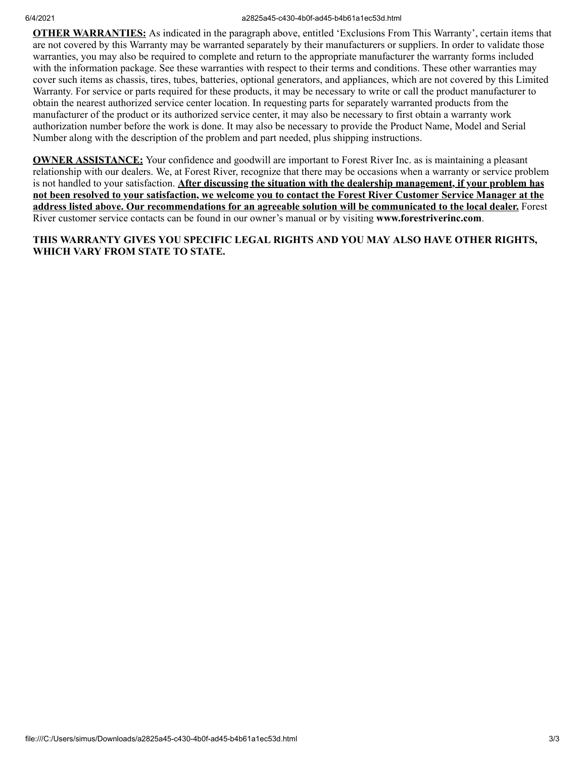**OTHER WARRANTIES:** As indicated in the paragraph above, entitled 'Exclusions From This Warranty', certain items that are not covered by this Warranty may be warranted separately by their manufacturers or suppliers. In order to validate those warranties, you may also be required to complete and return to the appropriate manufacturer the warranty forms included with the information package. See these warranties with respect to their terms and conditions. These other warranties may cover such items as chassis, tires, tubes, batteries, optional generators, and appliances, which are not covered by this Limited Warranty. For service or parts required for these products, it may be necessary to write or call the product manufacturer to obtain the nearest authorized service center location. In requesting parts for separately warranted products from the manufacturer of the product or its authorized service center, it may also be necessary to first obtain a warranty work authorization number before the work is done. It may also be necessary to provide the Product Name, Model and Serial Number along with the description of the problem and part needed, plus shipping instructions.

**OWNER ASSISTANCE:** Your confidence and goodwill are important to Forest River Inc. as is maintaining a pleasant relationship with our dealers. We, at Forest River, recognize that there may be occasions when a warranty or service problem is not handled to your satisfaction. **After discussing the situation with the dealership management, if your problem has not been resolved to your satisfaction, we welcome you to contact the Forest River Customer Service Manager at the address listed above. Our recommendations for an agreeable solution will be communicated to the local dealer.** Forest River customer service contacts can be found in our owner's manual or by visiting **www.forestriverinc.com**.

**THIS WARRANTY GIVES YOU SPECIFIC LEGAL RIGHTS AND YOU MAY ALSO HAVE OTHER RIGHTS, WHICH VARY FROM STATE TO STATE.**